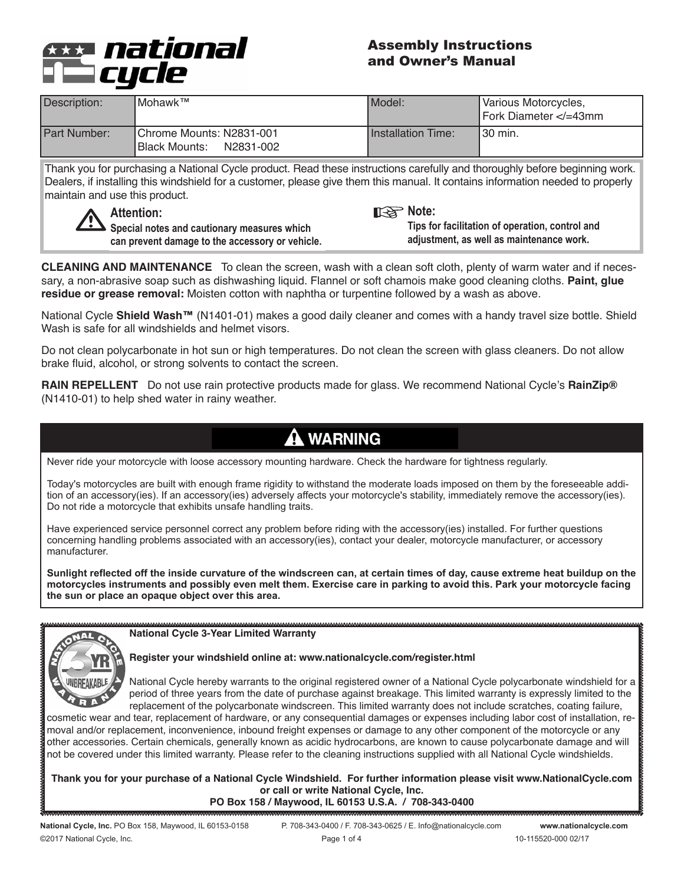# national cycle

## Assembly Instructions and Owner's Manual

| Description: | Mohawk™ | Model: | Various Motorcycles, Fork Diameter </=43mm |
|---|---|---|---|
| Part Number: | Chrome Mounts: N2831-001 Black Mounts: N2831-002 | Installation Time: | 30 min. |

Thank you for purchasing a National Cycle product. Read these instructions carefully and thoroughly before beginning work. Dealers, if installing this windshield for a customer, please give them this manual. It contains information needed to properly maintain and use this product.

**Attention:** Special notes and cautionary measures which can prevent damage to the accessory or vehicle.

**Note:** Tips for facilitation of operation, control and adjustment, as well as maintenance work.

**CLEANING AND MAINTENANCE** To clean the screen, wash with a clean soft cloth, plenty of warm water and if necessary, a non-abrasive soap such as dishwashing liquid. Flannel or soft chamois make good cleaning cloths. **Paint, glue residue or grease removal:** Moisten cotton with naphtha or turpentine followed by a wash as above.

National Cycle **Shield Wash™** (N1401-01) makes a good daily cleaner and comes with a handy travel size bottle. Shield Wash is safe for all windshields and helmet visors.

Do not clean polycarbonate in hot sun or high temperatures. Do not clean the screen with glass cleaners. Do not allow brake fluid, alcohol, or strong solvents to contact the screen.

**RAIN REPELLENT** Do not use rain protective products made for glass. We recommend National Cycle's **RainZip®** (N1410-01) to help shed water in rainy weather.

## ⚠ WARNING

Never ride your motorcycle with loose accessory mounting hardware. Check the hardware for tightness regularly.

Today's motorcycles are built with enough frame rigidity to withstand the moderate loads imposed on them by the foreseeable addition of an accessory(ies). If an accessory(ies) adversely affects your motorcycle's stability, immediately remove the accessory(ies). Do not ride a motorcycle that exhibits unsafe handling traits.

Have experienced service personnel correct any problem before riding with the accessory(ies) installed. For further questions concerning handling problems associated with an accessory(ies), contact your dealer, motorcycle manufacturer, or accessory manufacturer.

**Sunlight reflected off the inside curvature of the windscreen can, at certain times of day, cause extreme heat buildup on the motorcycles instruments and possibly even melt them. Exercise care in parking to avoid this. Park your motorcycle facing the sun or place an opaque object over this area.**

**National Cycle 3-Year Limited Warranty**

**Register your windshield online at: www.nationalcycle.com/register.html**

National Cycle hereby warrants to the original registered owner of a National Cycle polycarbonate windshield for a period of three years from the date of purchase against breakage. This limited warranty is expressly limited to the replacement of the polycarbonate windscreen. This limited warranty does not include scratches, coating failure, cosmetic wear and tear, replacement of hardware, or any consequential damages or expenses including labor cost of installation, removal and/or replacement, inconvenience, inbound freight expenses or damage to any other component of the motorcycle or any other accessories. Certain chemicals, generally known as acidic hydrocarbons, are known to cause polycarbonate damage and will not be covered under this limited warranty. Please refer to the cleaning instructions supplied with all National Cycle windshields.

**Thank you for your purchase of a National Cycle Windshield. For further information please visit www.NationalCycle.com or call or write National Cycle, Inc.**
**PO Box 158 / Maywood, IL 60153 U.S.A. / 708-343-0400**

**National Cycle, Inc.** PO Box 158, Maywood, IL 60153-0158 P. 708-343-0400 / F. 708-343-0625 / E. Info@nationalcycle.com **www.nationalcycle.com**

©2017 National Cycle, Inc. 10-115520-000 02/17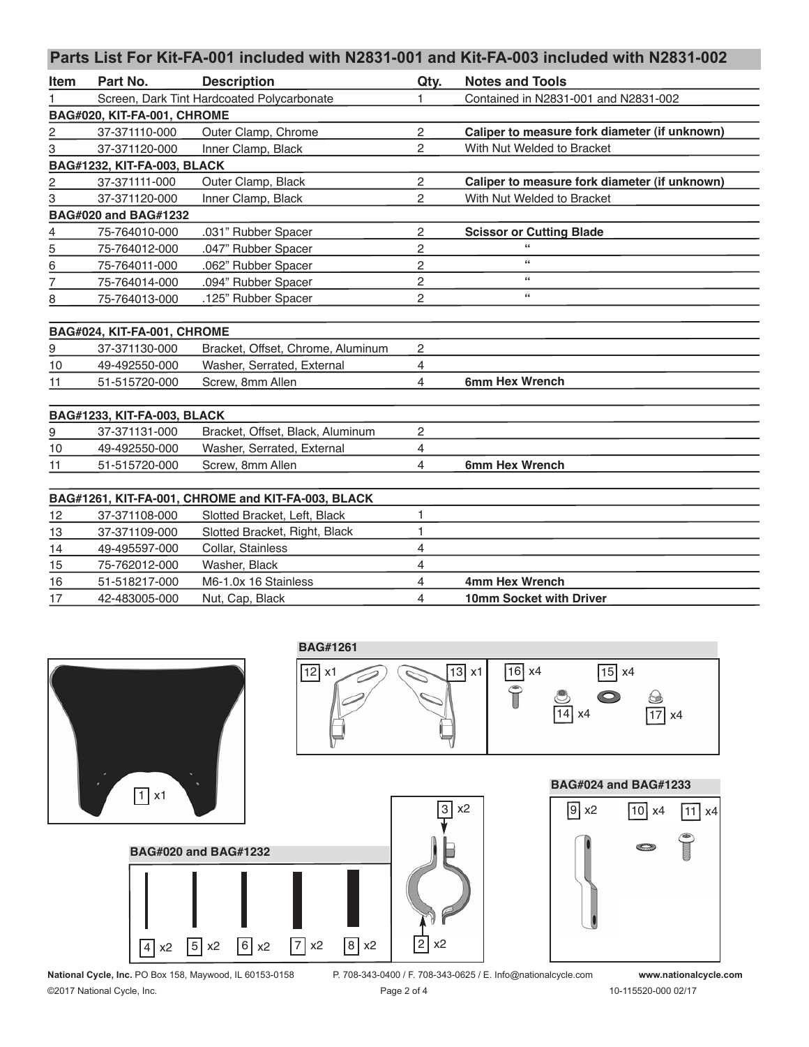## Parts List For Kit-FA-001 included with N2831-001 and Kit-FA-003 included with N2831-002

| Item | Part No. | Description | Qty. | Notes and Tools |
|---|---|---|---|---|
| 1 | Screen, Dark Tint Hardcoated Polycarbonate | | 1 | Contained in N2831-001 and N2831-002 |
| **BAG#020, KIT-FA-001, CHROME** | | | | |
| 2 | 37-371110-000 | Outer Clamp, Chrome | 2 | **Caliper to measure fork diameter (if unknown)** |
| 3 | 37-371120-000 | Inner Clamp, Black | 2 | With Nut Welded to Bracket |
| **BAG#1232, KIT-FA-003, BLACK** | | | | |
| 2 | 37-371111-000 | Outer Clamp, Black | 2 | **Caliper to measure fork diameter (if unknown)** |
| 3 | 37-371120-000 | Inner Clamp, Black | 2 | With Nut Welded to Bracket |
| **BAG#020 and BAG#1232** | | | | |
| 4 | 75-764010-000 | .031" Rubber Spacer | 2 | **Scissor or Cutting Blade** |
| 5 | 75-764012-000 | .047" Rubber Spacer | 2 | " |
| 6 | 75-764011-000 | .062" Rubber Spacer | 2 | " |
| 7 | 75-764014-000 | .094" Rubber Spacer | 2 | " |
| 8 | 75-764013-000 | .125" Rubber Spacer | 2 | " |
| **BAG#024, KIT-FA-001, CHROME** | | | | |
| 9 | 37-371130-000 | Bracket, Offset, Chrome, Aluminum | 2 | |
| 10 | 49-492550-000 | Washer, Serrated, External | 4 | |
| 11 | 51-515720-000 | Screw, 8mm Allen | 4 | **6mm Hex Wrench** |
| **BAG#1233, KIT-FA-003, BLACK** | | | | |
| 9 | 37-371131-000 | Bracket, Offset, Black, Aluminum | 2 | |
| 10 | 49-492550-000 | Washer, Serrated, External | 4 | |
| 11 | 51-515720-000 | Screw, 8mm Allen | 4 | **6mm Hex Wrench** |
| **BAG#1261, KIT-FA-001, CHROME and KIT-FA-003, BLACK** | | | | |
| 12 | 37-371108-000 | Slotted Bracket, Left, Black | 1 | |
| 13 | 37-371109-000 | Slotted Bracket, Right, Black | 1 | |
| 14 | 49-495597-000 | Collar, Stainless | 4 | |
| 15 | 75-762012-000 | Washer, Black | 4 | |
| 16 | 51-518217-000 | M6-1.0x 16 Stainless | 4 | **4mm Hex Wrench** |
| 17 | 42-483005-000 | Nut, Cap, Black | 4 | **10mm Socket with Driver** |

**BAG#1261**

12 x1 13 x1 16 x4 15 x4 14 x4 17 x4

1 x1

**BAG#024 and BAG#1233**

9 x2 10 x4 11 x4

3 x2

**BAG#020 and BAG#1232**

4 x2 5 x2 6 x2 7 x2 8 x2

2 x2

**National Cycle, Inc.** PO Box 158, Maywood, IL 60153-0158 P. 708-343-0400 / F. 708-343-0625 / E. Info@nationalcycle.com **www.nationalcycle.com**

©2017 National Cycle, Inc. 10-115520-000 02/17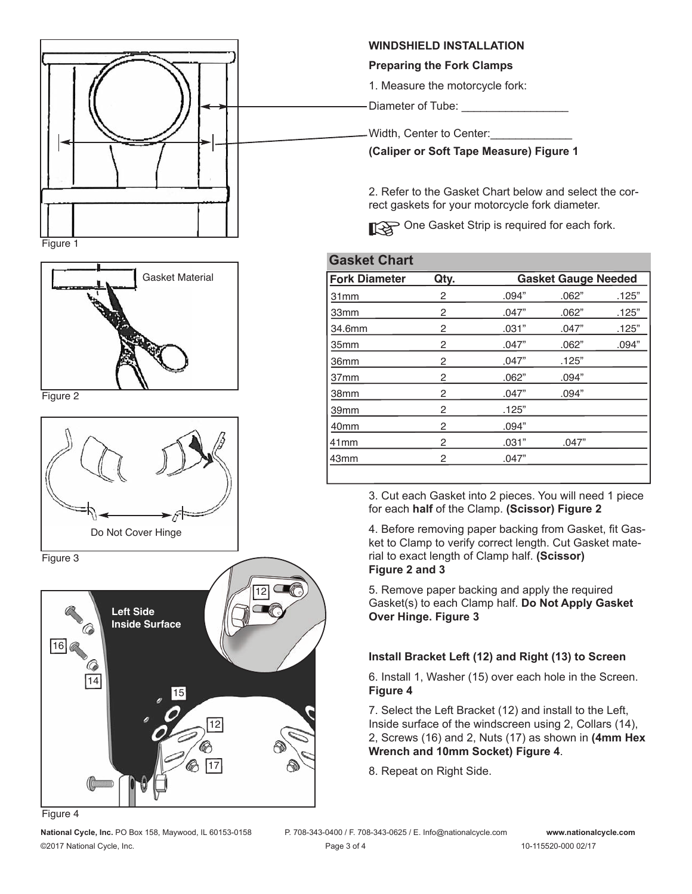Figure 1

Gasket Material

Figure 2

Do Not Cover Hinge

Figure 3

Left Side Inside Surface

Figure 4

## WINDSHIELD INSTALLATION

### Preparing the Fork Clamps

1. Measure the motorcycle fork:

Diameter of Tube: _________________

Width, Center to Center:_____________

**(Caliper or Soft Tape Measure) Figure 1**

2. Refer to the Gasket Chart below and select the correct gaskets for your motorcycle fork diameter.

☞ One Gasket Strip is required for each fork.

### Gasket Chart

| Fork Diameter | Qty. | Gasket Gauge Needed | | |
|---|---|---|---|---|
| 31mm | 2 | .094" | .062" | .125" |
| 33mm | 2 | .047" | .062" | .125" |
| 34.6mm | 2 | .031" | .047" | .125" |
| 35mm | 2 | .047" | .062" | .094" |
| 36mm | 2 | .047" | .125" | |
| 37mm | 2 | .062" | .094" | |
| 38mm | 2 | .047" | .094" | |
| 39mm | 2 | .125" | | |
| 40mm | 2 | .094" | | |
| 41mm | 2 | .031" | .047" | |
| 43mm | 2 | .047" | | |

3. Cut each Gasket into 2 pieces. You will need 1 piece for each **half** of the Clamp. **(Scissor) Figure 2**

4. Before removing paper backing from Gasket, fit Gasket to Clamp to verify correct length. Cut Gasket material to exact length of Clamp half. **(Scissor) Figure 2 and 3**

5. Remove paper backing and apply the required Gasket(s) to each Clamp half. **Do Not Apply Gasket Over Hinge. Figure 3**

### Install Bracket Left (12) and Right (13) to Screen

6. Install 1, Washer (15) over each hole in the Screen. **Figure 4**

7. Select the Left Bracket (12) and install to the Left, Inside surface of the windscreen using 2, Collars (14), 2, Screws (16) and 2, Nuts (17) as shown in **(4mm Hex Wrench and 10mm Socket) Figure 4**.

8. Repeat on Right Side.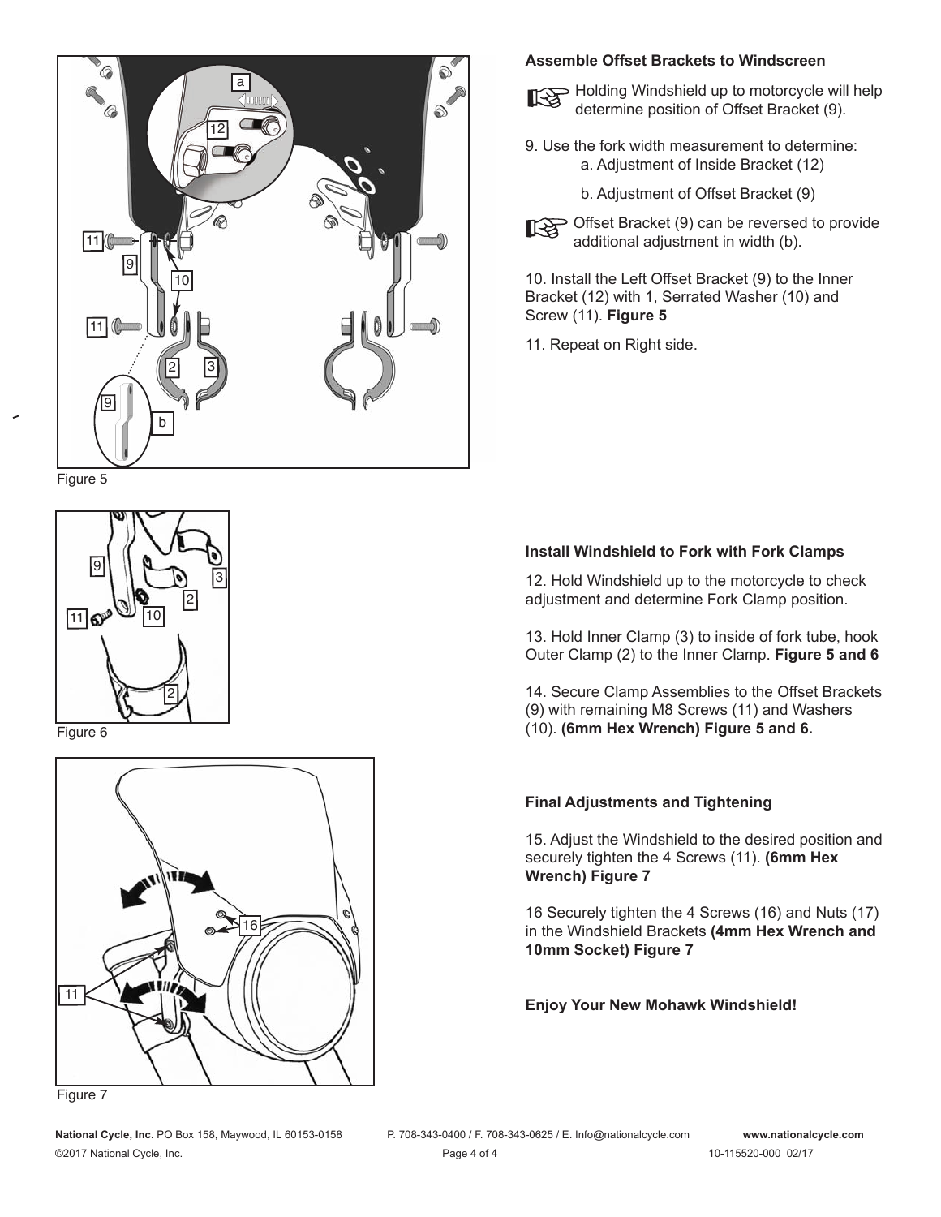Figure 5

Figure 6

Figure 7

### Assemble Offset Brackets to Windscreen

☞ Holding Windshield up to motorcycle will help determine position of Offset Bracket (9).

9. Use the fork width measurement to determine:
   a. Adjustment of Inside Bracket (12)
   b. Adjustment of Offset Bracket (9)

☞ Offset Bracket (9) can be reversed to provide additional adjustment in width (b).

10. Install the Left Offset Bracket (9) to the Inner Bracket (12) with 1, Serrated Washer (10) and Screw (11). **Figure 5**

11. Repeat on Right side.

### Install Windshield to Fork with Fork Clamps

12. Hold Windshield up to the motorcycle to check adjustment and determine Fork Clamp position.

13. Hold Inner Clamp (3) to inside of fork tube, hook Outer Clamp (2) to the Inner Clamp. **Figure 5 and 6**

14. Secure Clamp Assemblies to the Offset Brackets (9) with remaining M8 Screws (11) and Washers (10). **(6mm Hex Wrench) Figure 5 and 6.**

### Final Adjustments and Tightening

15. Adjust the Windshield to the desired position and securely tighten the 4 Screws (11). **(6mm Hex Wrench) Figure 7**

16 Securely tighten the 4 Screws (16) and Nuts (17) in the Windshield Brackets **(4mm Hex Wrench and 10mm Socket) Figure 7**

**Enjoy Your New Mohawk Windshield!**

**National Cycle, Inc.** PO Box 158, Maywood, IL 60153-0158 P. 708-343-0400 / F. 708-343-0625 / E. Info@nationalcycle.com **www.nationalcycle.com**

©2017 National Cycle, Inc. 10-115520-000 02/17